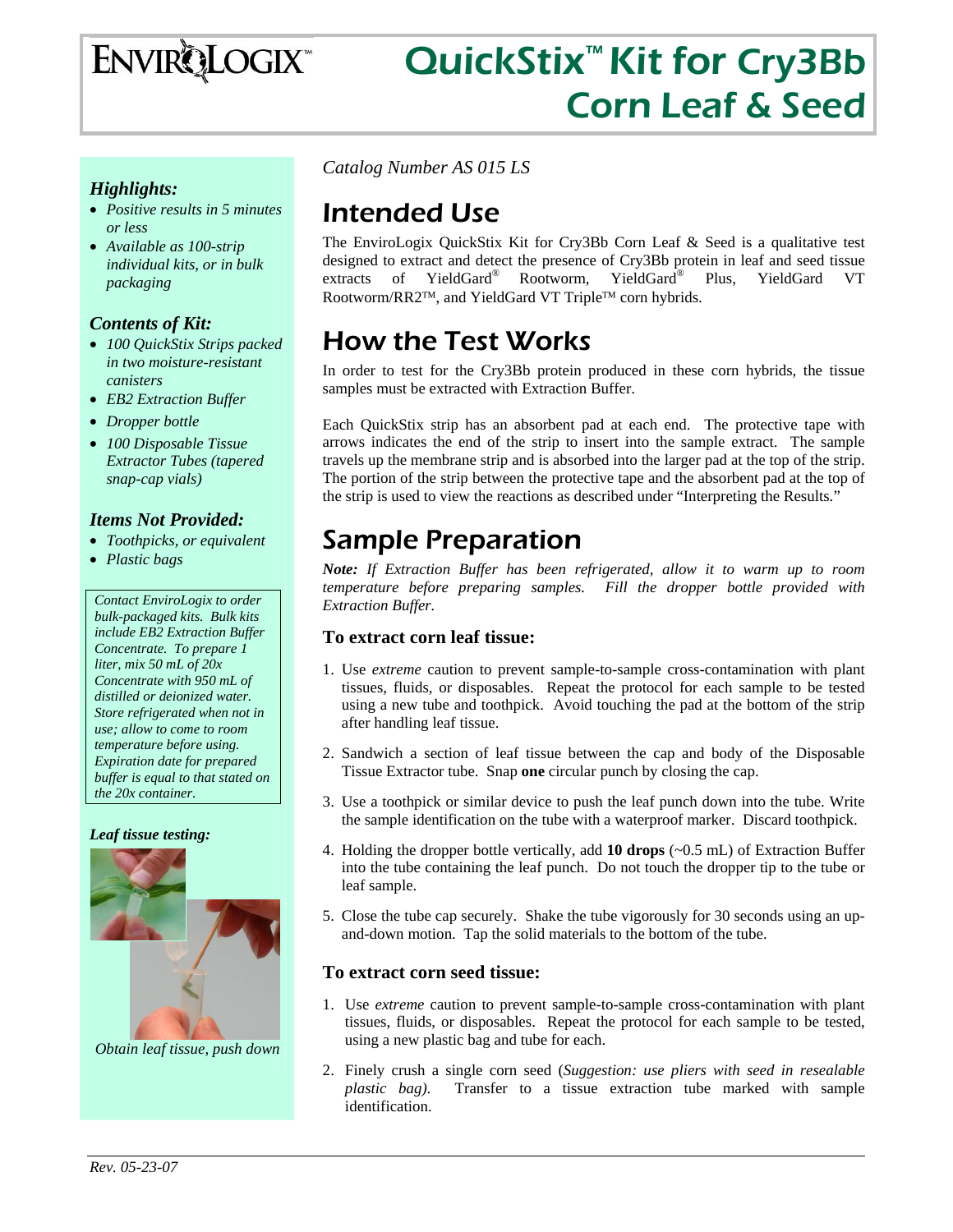# EnviroLogix QuickStix™ Kit for Cry3Bb Corn Leaf & Seed

### *Highlights:*

- *Positive results in 5 minutes or less*
- *Available as 100-strip individual kits, or in bulk packaging*

### *Contents of Kit:*

- *100 QuickStix Strips packed in two moisture-resistant canisters*
- *EB2 Extraction Buffer*
- *Dropper bottle*
- *100 Disposable Tissue Extractor Tubes (tapered snap-cap vials)*

### *Items Not Provided:*

- *Toothpicks, or equivalent*
- *Plastic bags*

*Contact EnviroLogix to order bulk-packaged kits. Bulk kits include EB2 Extraction Buffer Concentrate. To prepare 1 liter, mix 50 mL of 20x Concentrate with 950 mL of distilled or deionized water. Store refrigerated when not in use; allow to come to room temperature before using. Expiration date for prepared buffer is equal to that stated on the 20x container.*

***Leaf tissue testing:***

*Obtain leaf tissue, push down*

*Catalog Number AS 015 LS*

## Intended Use

The EnviroLogix QuickStix Kit for Cry3Bb Corn Leaf & Seed is a qualitative test designed to extract and detect the presence of Cry3Bb protein in leaf and seed tissue extracts of YieldGard® Rootworm, YieldGard® Plus, YieldGard VT Rootworm/RR2™, and YieldGard VT Triple™ corn hybrids.

## How the Test Works

In order to test for the Cry3Bb protein produced in these corn hybrids, the tissue samples must be extracted with Extraction Buffer.

Each QuickStix strip has an absorbent pad at each end. The protective tape with arrows indicates the end of the strip to insert into the sample extract. The sample travels up the membrane strip and is absorbed into the larger pad at the top of the strip. The portion of the strip between the protective tape and the absorbent pad at the top of the strip is used to view the reactions as described under "Interpreting the Results."

## Sample Preparation

***Note:*** *If Extraction Buffer has been refrigerated, allow it to warm up to room temperature before preparing samples. Fill the dropper bottle provided with Extraction Buffer.*

### To extract corn leaf tissue:

1. Use *extreme* caution to prevent sample-to-sample cross-contamination with plant tissues, fluids, or disposables. Repeat the protocol for each sample to be tested using a new tube and toothpick. Avoid touching the pad at the bottom of the strip after handling leaf tissue.
2. Sandwich a section of leaf tissue between the cap and body of the Disposable Tissue Extractor tube. Snap **one** circular punch by closing the cap.
3. Use a toothpick or similar device to push the leaf punch down into the tube. Write the sample identification on the tube with a waterproof marker. Discard toothpick.
4. Holding the dropper bottle vertically, add **10 drops** (~0.5 mL) of Extraction Buffer into the tube containing the leaf punch. Do not touch the dropper tip to the tube or leaf sample.
5. Close the tube cap securely. Shake the tube vigorously for 30 seconds using an up-and-down motion. Tap the solid materials to the bottom of the tube.

### To extract corn seed tissue:

1. Use *extreme* caution to prevent sample-to-sample cross-contamination with plant tissues, fluids, or disposables. Repeat the protocol for each sample to be tested, using a new plastic bag and tube for each.
2. Finely crush a single corn seed (*Suggestion: use pliers with seed in resealable plastic bag).* Transfer to a tissue extraction tube marked with sample identification.

*Rev. 05-23-07*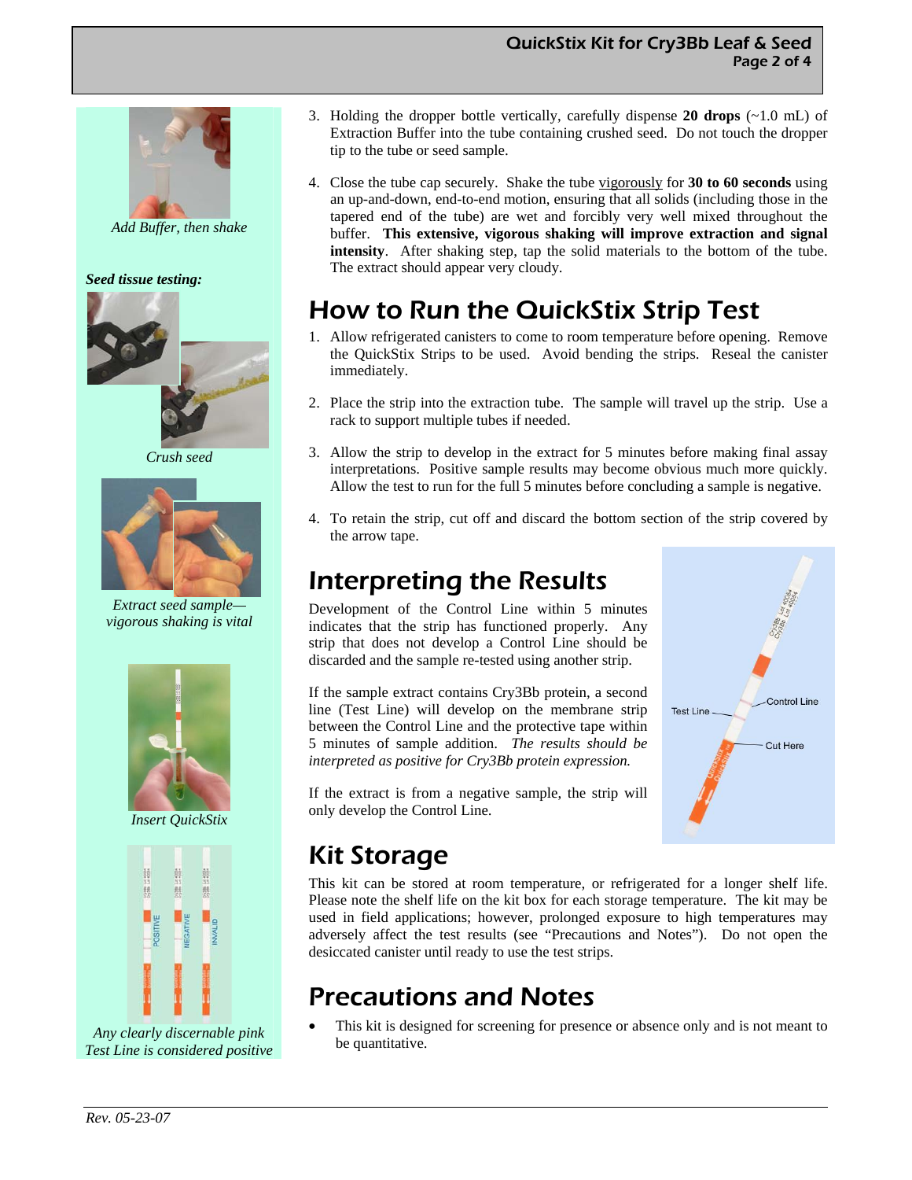*Add Buffer, then shake*

***Seed tissue testing:***

*Crush seed*

*Extract seed sample—vigorous shaking is vital*

*Insert QuickStix*

*Any clearly discernable pink Test Line is considered positive*

3. Holding the dropper bottle vertically, carefully dispense **20 drops** (~1.0 mL) of Extraction Buffer into the tube containing crushed seed. Do not touch the dropper tip to the tube or seed sample.

4. Close the tube cap securely. Shake the tube vigorously for **30 to 60 seconds** using an up-and-down, end-to-end motion, ensuring that all solids (including those in the tapered end of the tube) are wet and forcibly very well mixed throughout the buffer. **This extensive, vigorous shaking will improve extraction and signal intensity**. After shaking step, tap the solid materials to the bottom of the tube. The extract should appear very cloudy.

## How to Run the QuickStix Strip Test

1. Allow refrigerated canisters to come to room temperature before opening. Remove the QuickStix Strips to be used. Avoid bending the strips. Reseal the canister immediately.

2. Place the strip into the extraction tube. The sample will travel up the strip. Use a rack to support multiple tubes if needed.

3. Allow the strip to develop in the extract for 5 minutes before making final assay interpretations. Positive sample results may become obvious much more quickly. Allow the test to run for the full 5 minutes before concluding a sample is negative.

4. To retain the strip, cut off and discard the bottom section of the strip covered by the arrow tape.

## Interpreting the Results

Development of the Control Line within 5 minutes indicates that the strip has functioned properly. Any strip that does not develop a Control Line should be discarded and the sample re-tested using another strip.

If the sample extract contains Cry3Bb protein, a second line (Test Line) will develop on the membrane strip between the Control Line and the protective tape within 5 minutes of sample addition. *The results should be interpreted as positive for Cry3Bb protein expression.*

If the extract is from a negative sample, the strip will only develop the Control Line.

## Kit Storage

This kit can be stored at room temperature, or refrigerated for a longer shelf life. Please note the shelf life on the kit box for each storage temperature. The kit may be used in field applications; however, prolonged exposure to high temperatures may adversely affect the test results (see "Precautions and Notes"). Do not open the desiccated canister until ready to use the test strips.

## Precautions and Notes

- This kit is designed for screening for presence or absence only and is not meant to be quantitative.

*Rev. 05-23-07*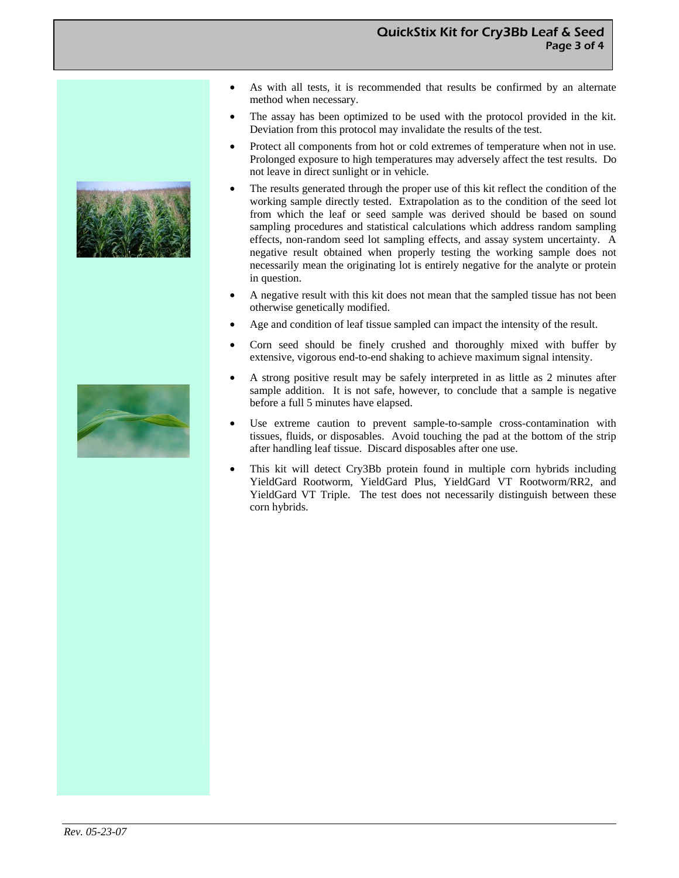- As with all tests, it is recommended that results be confirmed by an alternate method when necessary.
- The assay has been optimized to be used with the protocol provided in the kit. Deviation from this protocol may invalidate the results of the test.
- Protect all components from hot or cold extremes of temperature when not in use. Prolonged exposure to high temperatures may adversely affect the test results. Do not leave in direct sunlight or in vehicle.
- The results generated through the proper use of this kit reflect the condition of the working sample directly tested. Extrapolation as to the condition of the seed lot from which the leaf or seed sample was derived should be based on sound sampling procedures and statistical calculations which address random sampling effects, non-random seed lot sampling effects, and assay system uncertainty. A negative result obtained when properly testing the working sample does not necessarily mean the originating lot is entirely negative for the analyte or protein in question.
- A negative result with this kit does not mean that the sampled tissue has not been otherwise genetically modified.
- Age and condition of leaf tissue sampled can impact the intensity of the result.
- Corn seed should be finely crushed and thoroughly mixed with buffer by extensive, vigorous end-to-end shaking to achieve maximum signal intensity.
- A strong positive result may be safely interpreted in as little as 2 minutes after sample addition. It is not safe, however, to conclude that a sample is negative before a full 5 minutes have elapsed.
- Use extreme caution to prevent sample-to-sample cross-contamination with tissues, fluids, or disposables. Avoid touching the pad at the bottom of the strip after handling leaf tissue. Discard disposables after one use.
- This kit will detect Cry3Bb protein found in multiple corn hybrids including YieldGard Rootworm, YieldGard Plus, YieldGard VT Rootworm/RR2, and YieldGard VT Triple. The test does not necessarily distinguish between these corn hybrids.

*Rev. 05-23-07*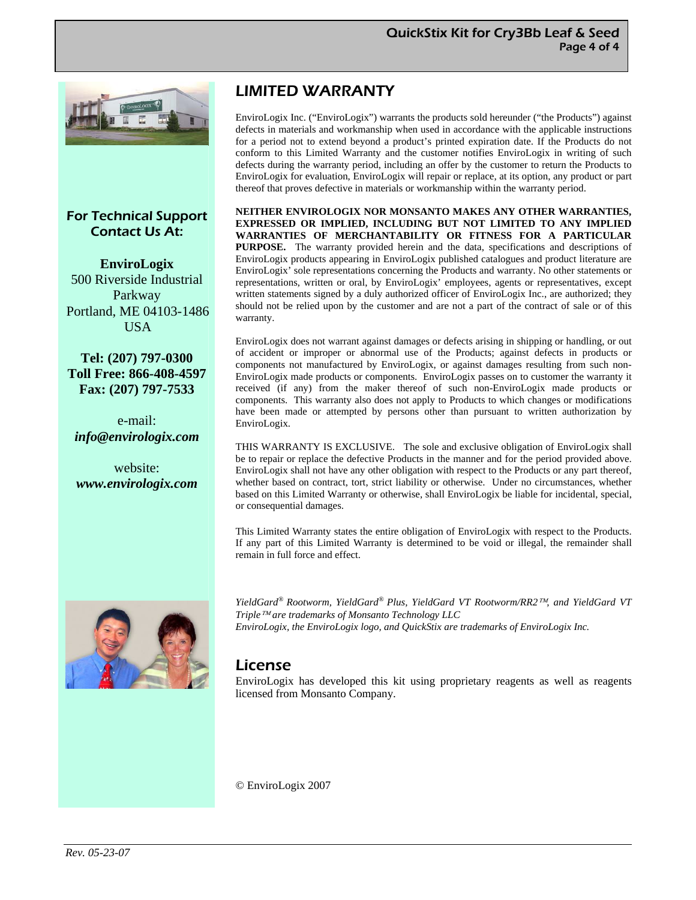For Technical Support Contact Us At:

**EnviroLogix**
500 Riverside Industrial Parkway
Portland, ME 04103-1486
USA

**Tel: (207) 797-0300**
**Toll Free: 866-408-4597**
**Fax: (207) 797-7533**

e-mail:
***info@envirologix.com***

website:
***www.envirologix.com***

## LIMITED WARRANTY

EnviroLogix Inc. ("EnviroLogix") warrants the products sold hereunder ("the Products") against defects in materials and workmanship when used in accordance with the applicable instructions for a period not to extend beyond a product's printed expiration date. If the Products do not conform to this Limited Warranty and the customer notifies EnviroLogix in writing of such defects during the warranty period, including an offer by the customer to return the Products to EnviroLogix for evaluation, EnviroLogix will repair or replace, at its option, any product or part thereof that proves defective in materials or workmanship within the warranty period.

**NEITHER ENVIROLOGIX NOR MONSANTO MAKES ANY OTHER WARRANTIES, EXPRESSED OR IMPLIED, INCLUDING BUT NOT LIMITED TO ANY IMPLIED WARRANTIES OF MERCHANTABILITY OR FITNESS FOR A PARTICULAR PURPOSE.** The warranty provided herein and the data, specifications and descriptions of EnviroLogix products appearing in EnviroLogix published catalogues and product literature are EnviroLogix' sole representations concerning the Products and warranty. No other statements or representations, written or oral, by EnviroLogix' employees, agents or representatives, except written statements signed by a duly authorized officer of EnviroLogix Inc., are authorized; they should not be relied upon by the customer and are not a part of the contract of sale or of this warranty.

EnviroLogix does not warrant against damages or defects arising in shipping or handling, or out of accident or improper or abnormal use of the Products; against defects in products or components not manufactured by EnviroLogix, or against damages resulting from such non-EnviroLogix made products or components. EnviroLogix passes on to customer the warranty it received (if any) from the maker thereof of such non-EnviroLogix made products or components. This warranty also does not apply to Products to which changes or modifications have been made or attempted by persons other than pursuant to written authorization by EnviroLogix.

THIS WARRANTY IS EXCLUSIVE. The sole and exclusive obligation of EnviroLogix shall be to repair or replace the defective Products in the manner and for the period provided above. EnviroLogix shall not have any other obligation with respect to the Products or any part thereof, whether based on contract, tort, strict liability or otherwise. Under no circumstances, whether based on this Limited Warranty or otherwise, shall EnviroLogix be liable for incidental, special, or consequential damages.

This Limited Warranty states the entire obligation of EnviroLogix with respect to the Products. If any part of this Limited Warranty is determined to be void or illegal, the remainder shall remain in full force and effect.

*YieldGard® Rootworm, YieldGard® Plus, YieldGard VT Rootworm/RR2™, and YieldGard VT Triple™ are trademarks of Monsanto Technology LLC*
*EnviroLogix, the EnviroLogix logo, and QuickStix are trademarks of EnviroLogix Inc.*

## License

EnviroLogix has developed this kit using proprietary reagents as well as reagents licensed from Monsanto Company.

© EnviroLogix 2007

*Rev. 05-23-07*